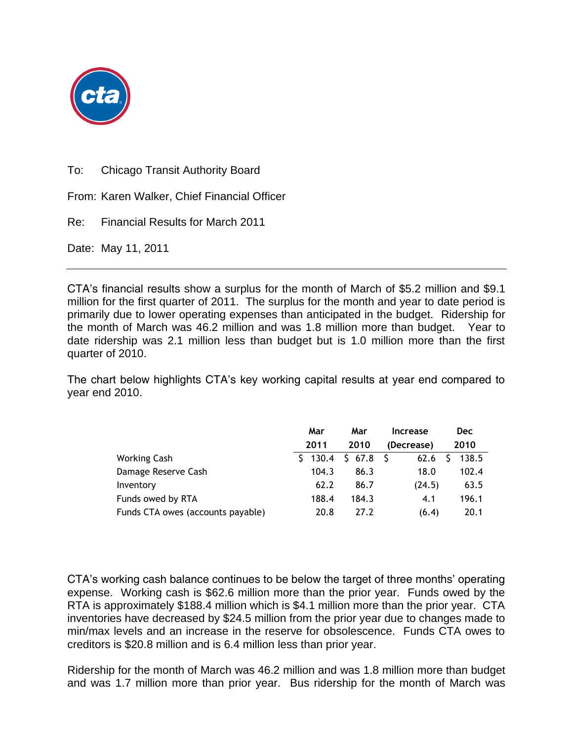To: Chicago Transit Authority Board

From: Karen Walker, Chief Financial Officer

Re: Financial Results for March 2011

Date: May 11, 2011

---

CTA's financial results show a surplus for the month of March of $5.2 million and $9.1 million for the first quarter of 2011. The surplus for the month and year to date period is primarily due to lower operating expenses than anticipated in the budget. Ridership for the month of March was 46.2 million and was 1.8 million more than budget. Year to date ridership was 2.1 million less than budget but is 1.0 million more than the first quarter of 2010.

The chart below highlights CTA's key working capital results at year end compared to year end 2010.

| | Mar 2011 | Mar 2010 | Increase (Decrease) | Dec 2010 |
|---|---|---|---|---|
| Working Cash | $ 130.4 | $ 67.8 | $ 62.6 | $ 138.5 |
| Damage Reserve Cash | 104.3 | 86.3 | 18.0 | 102.4 |
| Inventory | 62.2 | 86.7 | (24.5) | 63.5 |
| Funds owed by RTA | 188.4 | 184.3 | 4.1 | 196.1 |
| Funds CTA owes (accounts payable) | 20.8 | 27.2 | (6.4) | 20.1 |

CTA's working cash balance continues to be below the target of three months' operating expense. Working cash is $62.6 million more than the prior year. Funds owed by the RTA is approximately $188.4 million which is $4.1 million more than the prior year. CTA inventories have decreased by $24.5 million from the prior year due to changes made to min/max levels and an increase in the reserve for obsolescence. Funds CTA owes to creditors is $20.8 million and is 6.4 million less than prior year.

Ridership for the month of March was 46.2 million and was 1.8 million more than budget and was 1.7 million more than prior year. Bus ridership for the month of March was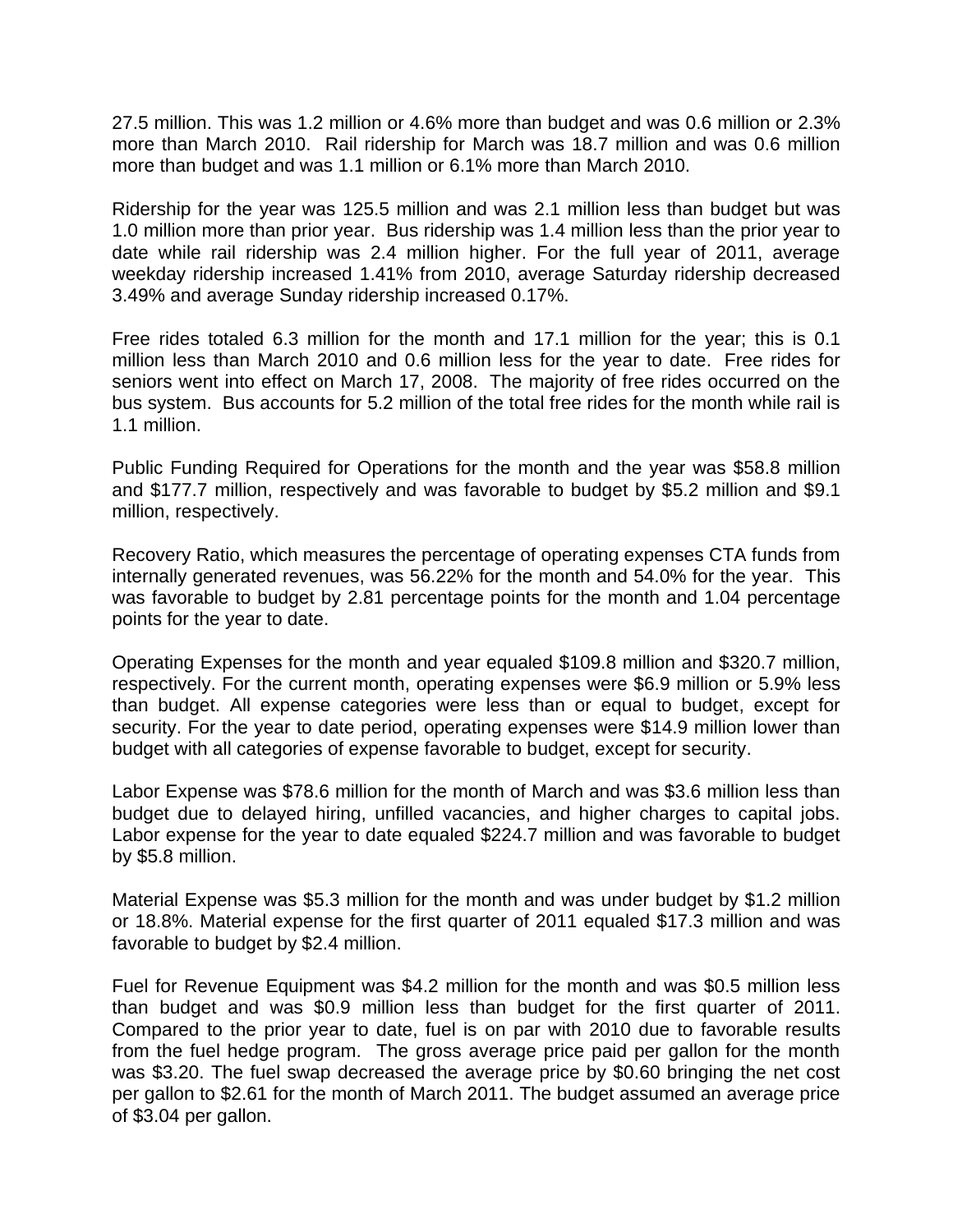27.5 million. This was 1.2 million or 4.6% more than budget and was 0.6 million or 2.3% more than March 2010. Rail ridership for March was 18.7 million and was 0.6 million more than budget and was 1.1 million or 6.1% more than March 2010.

Ridership for the year was 125.5 million and was 2.1 million less than budget but was 1.0 million more than prior year. Bus ridership was 1.4 million less than the prior year to date while rail ridership was 2.4 million higher. For the full year of 2011, average weekday ridership increased 1.41% from 2010, average Saturday ridership decreased 3.49% and average Sunday ridership increased 0.17%.

Free rides totaled 6.3 million for the month and 17.1 million for the year; this is 0.1 million less than March 2010 and 0.6 million less for the year to date. Free rides for seniors went into effect on March 17, 2008. The majority of free rides occurred on the bus system. Bus accounts for 5.2 million of the total free rides for the month while rail is 1.1 million.

Public Funding Required for Operations for the month and the year was $58.8 million and $177.7 million, respectively and was favorable to budget by $5.2 million and $9.1 million, respectively.

Recovery Ratio, which measures the percentage of operating expenses CTA funds from internally generated revenues, was 56.22% for the month and 54.0% for the year. This was favorable to budget by 2.81 percentage points for the month and 1.04 percentage points for the year to date.

Operating Expenses for the month and year equaled $109.8 million and $320.7 million, respectively. For the current month, operating expenses were $6.9 million or 5.9% less than budget. All expense categories were less than or equal to budget, except for security. For the year to date period, operating expenses were $14.9 million lower than budget with all categories of expense favorable to budget, except for security.

Labor Expense was $78.6 million for the month of March and was $3.6 million less than budget due to delayed hiring, unfilled vacancies, and higher charges to capital jobs. Labor expense for the year to date equaled $224.7 million and was favorable to budget by $5.8 million.

Material Expense was $5.3 million for the month and was under budget by $1.2 million or 18.8%. Material expense for the first quarter of 2011 equaled $17.3 million and was favorable to budget by $2.4 million.

Fuel for Revenue Equipment was $4.2 million for the month and was $0.5 million less than budget and was $0.9 million less than budget for the first quarter of 2011. Compared to the prior year to date, fuel is on par with 2010 due to favorable results from the fuel hedge program. The gross average price paid per gallon for the month was $3.20. The fuel swap decreased the average price by $0.60 bringing the net cost per gallon to $2.61 for the month of March 2011. The budget assumed an average price of $3.04 per gallon.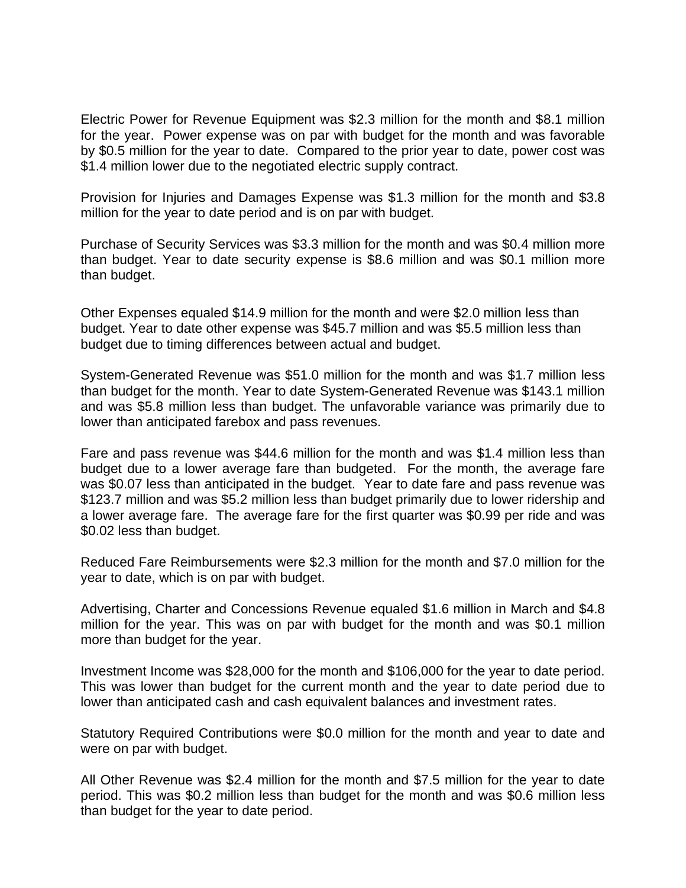Electric Power for Revenue Equipment was $2.3 million for the month and $8.1 million for the year. Power expense was on par with budget for the month and was favorable by $0.5 million for the year to date. Compared to the prior year to date, power cost was $1.4 million lower due to the negotiated electric supply contract.

Provision for Injuries and Damages Expense was $1.3 million for the month and $3.8 million for the year to date period and is on par with budget.

Purchase of Security Services was $3.3 million for the month and was $0.4 million more than budget. Year to date security expense is $8.6 million and was $0.1 million more than budget.

Other Expenses equaled $14.9 million for the month and were $2.0 million less than budget. Year to date other expense was $45.7 million and was $5.5 million less than budget due to timing differences between actual and budget.

System-Generated Revenue was $51.0 million for the month and was $1.7 million less than budget for the month. Year to date System-Generated Revenue was $143.1 million and was $5.8 million less than budget. The unfavorable variance was primarily due to lower than anticipated farebox and pass revenues.

Fare and pass revenue was $44.6 million for the month and was $1.4 million less than budget due to a lower average fare than budgeted. For the month, the average fare was $0.07 less than anticipated in the budget. Year to date fare and pass revenue was $123.7 million and was $5.2 million less than budget primarily due to lower ridership and a lower average fare. The average fare for the first quarter was $0.99 per ride and was $0.02 less than budget.

Reduced Fare Reimbursements were $2.3 million for the month and $7.0 million for the year to date, which is on par with budget.

Advertising, Charter and Concessions Revenue equaled $1.6 million in March and $4.8 million for the year. This was on par with budget for the month and was $0.1 million more than budget for the year.

Investment Income was $28,000 for the month and $106,000 for the year to date period. This was lower than budget for the current month and the year to date period due to lower than anticipated cash and cash equivalent balances and investment rates.

Statutory Required Contributions were $0.0 million for the month and year to date and were on par with budget.

All Other Revenue was $2.4 million for the month and $7.5 million for the year to date period. This was $0.2 million less than budget for the month and was $0.6 million less than budget for the year to date period.